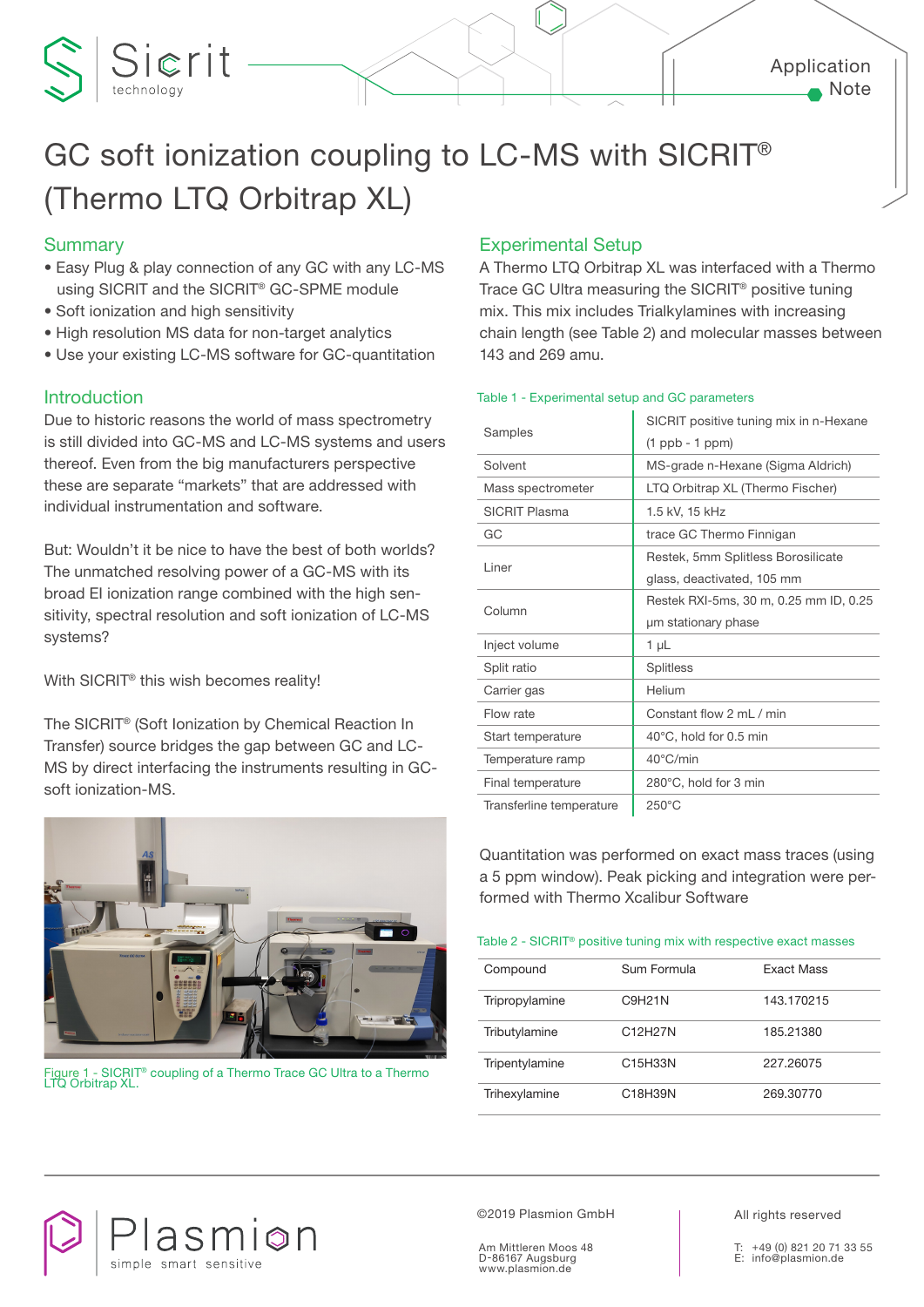Application Note

# GC soft ionization coupling to LC-MS with SICRIT® (Thermo LTQ Orbitrap XL)

## Summary

- Easy Plug & play connection of any GC with any LC-MS using SICRIT and the SICRIT® GC-SPME module
- Soft ionization and high sensitivity
- High resolution MS data for non-target analytics
- Use your existing LC-MS software for GC-quantitation

## Introduction

Due to historic reasons the world of mass spectrometry is still divided into GC-MS and LC-MS systems and users thereof. Even from the big manufacturers perspective these are separate "markets" that are addressed with individual instrumentation and software.

But: Wouldn't it be nice to have the best of both worlds? The unmatched resolving power of a GC-MS with its broad EI ionization range combined with the high sensitivity, spectral resolution and soft ionization of LC-MS systems?

With SICRIT® this wish becomes reality!

The SICRIT® (Soft Ionization by Chemical Reaction In Transfer) source bridges the gap between GC and LC-MS by direct interfacing the instruments resulting in GC-soft ionization-MS.

Figure 1 - SICRIT® coupling of a Thermo Trace GC Ultra to a Thermo LTQ Orbitrap XL.

## Experimental Setup

A Thermo LTQ Orbitrap XL was interfaced with a Thermo Trace GC Ultra measuring the SICRIT® positive tuning mix. This mix includes Trialkylamines with increasing chain length (see Table 2) and molecular masses between 143 and 269 amu.

Table 1 - Experimental setup and GC parameters

| Parameter | Value |
|---|---|
| Samples | SICRIT positive tuning mix in n-Hexane (1 ppb - 1 ppm) |
| Solvent | MS-grade n-Hexane (Sigma Aldrich) |
| Mass spectrometer | LTQ Orbitrap XL (Thermo Fischer) |
| SICRIT Plasma | 1.5 kV, 15 kHz |
| GC | trace GC Thermo Finnigan |
| Liner | Restek, 5mm Splitless Borosilicate glass, deactivated, 105 mm |
| Column | Restek RXI-5ms, 30 m, 0.25 mm ID, 0.25 µm stationary phase |
| Inject volume | 1 µL |
| Split ratio | Splitless |
| Carrier gas | Helium |
| Flow rate | Constant flow 2 mL / min |
| Start temperature | 40°C, hold for 0.5 min |
| Temperature ramp | 40°C/min |
| Final temperature | 280°C, hold for 3 min |
| Transferline temperature | 250°C |

Quantitation was performed on exact mass traces (using a 5 ppm window). Peak picking and integration were performed with Thermo Xcalibur Software

Table 2 - SICRIT® positive tuning mix with respective exact masses

| Compound | Sum Formula | Exact Mass |
|---|---|---|
| Tripropylamine | $C_9H_{21}N$ | 143.170215 |
| Tributylamine | $C_{12}H_{27}N$ | 185.21380 |
| Tripentylamine | $C_{15}H_{33}N$ | 227.26075 |
| Trihexylamine | $C_{18}H_{39}N$ | 269.30770 |

©2019 Plasmion GmbH

Am Mittleren Moos 48
D-86167 Augsburg
www.plasmion.de

All rights reserved

T: +49 (0) 821 20 71 33 55
E: info@plasmion.de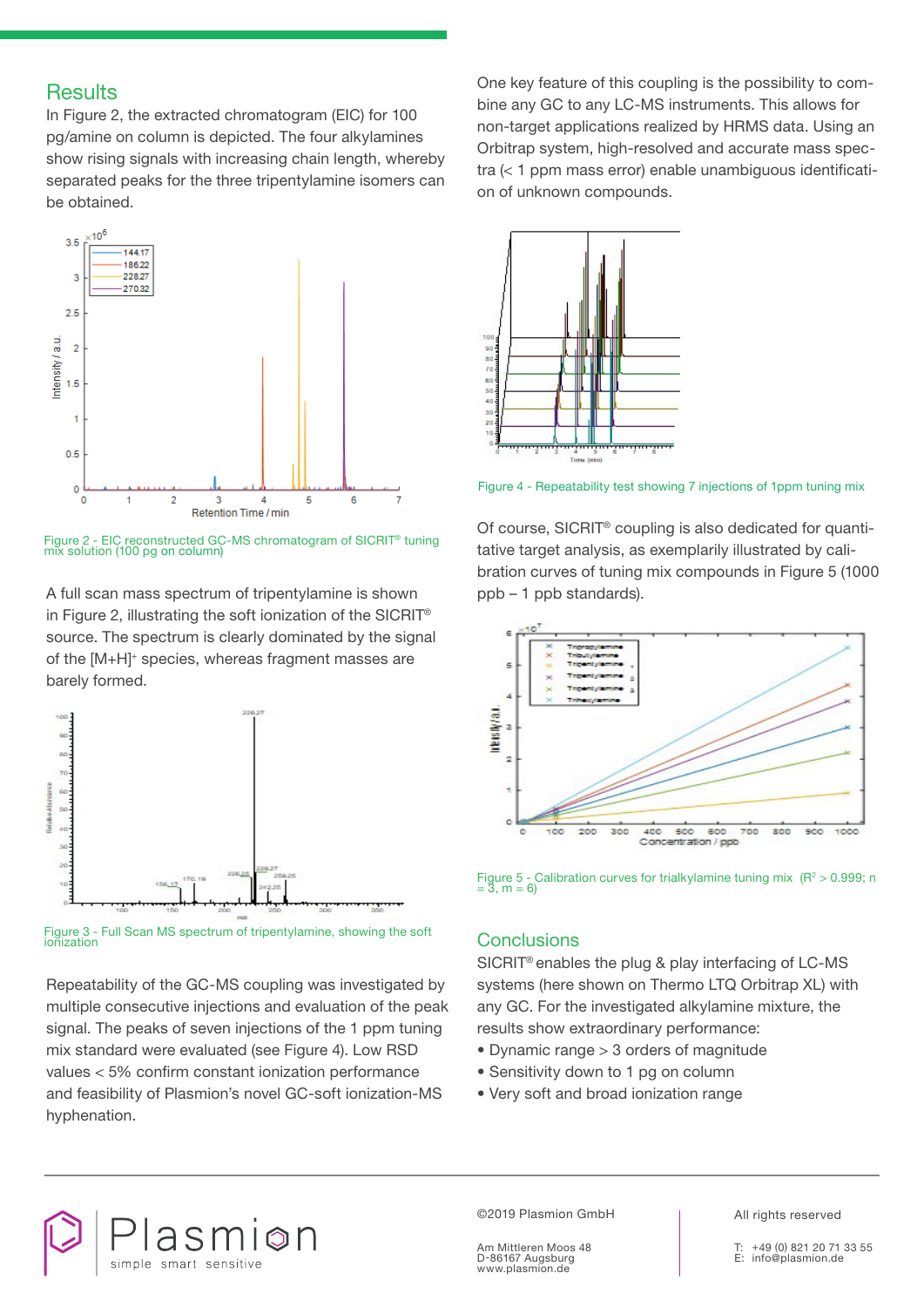## Results

In Figure 2, the extracted chromatogram (EIC) for 100 pg/amine on column is depicted. The four alkylamines show rising signals with increasing chain length, whereby separated peaks for the three tripentylamine isomers can be obtained.

3.5 ×10^6
144.17
186.22
228.27
270.32
Intensity / a.u.
Retention Time / min

Figure 2 - EIC reconstructed GC-MS chromatogram of SICRIT® tuning mix solution (100 pg on column)

A full scan mass spectrum of tripentylamine is shown in Figure 2, illustrating the soft ionization of the SICRIT® source. The spectrum is clearly dominated by the signal of the $[M+H]^+$ species, whereas fragment masses are barely formed.

228.27
156.17
170.19
226.25
229.27
242.26
256.25

Figure 3 - Full Scan MS spectrum of tripentylamine, showing the soft ionization

Repeatability of the GC-MS coupling was investigated by multiple consecutive injections and evaluation of the peak signal. The peaks of seven injections of the 1 ppm tuning mix standard were evaluated (see Figure 4). Low RSD values < 5% confirm constant ionization performance and feasibility of Plasmion's novel GC-soft ionization-MS hyphenation.

One key feature of this coupling is the possibility to combine any GC to any LC-MS instruments. This allows for non-target applications realized by HRMS data. Using an Orbitrap system, high-resolved and accurate mass spectra (< 1 ppm mass error) enable unambiguous identification of unknown compounds.

Time (min)

Figure 4 - Repeatability test showing 7 injections of 1ppm tuning mix

Of course, SICRIT® coupling is also dedicated for quantitative target analysis, as exemplarily illustrated by calibration curves of tuning mix compounds in Figure 5 (1000 ppb – 1 ppb standards).

×10^7
Tripropylamine
Tributylamine
Tripentylamine 1
Tripentylamine 2
Tripentylamine 3
Trihexylamine
Intensity / a.u.
Concentration / ppb

Figure 5 - Calibration curves for trialkylamine tuning mix ($R^2$ > 0.999; n = 3, m = 6)

## Conclusions

SICRIT® enables the plug & play interfacing of LC-MS systems (here shown on Thermo LTQ Orbitrap XL) with any GC. For the investigated alkylamine mixture, the results show extraordinary performance:

- Dynamic range > 3 orders of magnitude
- Sensitivity down to 1 pg on column
- Very soft and broad ionization range

Plasmion
simple smart sensitive

©2019 Plasmion GmbH

Am Mittleren Moos 48
D-86167 Augsburg
www.plasmion.de

All rights reserved

T: +49 (0) 821 20 71 33 55
E: info@plasmion.de